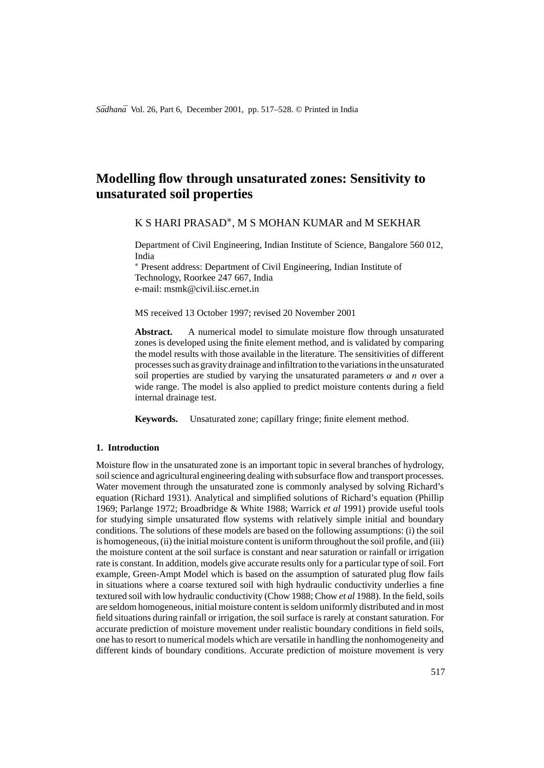# Modelling flow through unsaturated zones: Sensitivity to unsaturated soil properties

K S HARI PRASAD*, M S MOHAN KUMAR and M SEKHAR

Department of Civil Engineering, Indian Institute of Science, Bangalore 560 012, India

* Present address: Department of Civil Engineering, Indian Institute of Technology, Roorkee 247 667, India

e-mail: msmk@civil.iisc.ernet.in

MS received 13 October 1997; revised 20 November 2001

**Abstract.** A numerical model to simulate moisture flow through unsaturated zones is developed using the finite element method, and is validated by comparing the model results with those available in the literature. The sensitivities of different processes such as gravity drainage and infiltration to the variations in the unsaturated soil properties are studied by varying the unsaturated parameters $\alpha$ and $n$ over a wide range. The model is also applied to predict moisture contents during a field internal drainage test.

**Keywords.** Unsaturated zone; capillary fringe; finite element method.

## 1. Introduction

Moisture flow in the unsaturated zone is an important topic in several branches of hydrology, soil science and agricultural engineering dealing with subsurface flow and transport processes. Water movement through the unsaturated zone is commonly analysed by solving Richard's equation (Richard 1931). Analytical and simplified solutions of Richard's equation (Phillip 1969; Parlange 1972; Broadbridge & White 1988; Warrick *et al* 1991) provide useful tools for studying simple unsaturated flow systems with relatively simple initial and boundary conditions. The solutions of these models are based on the following assumptions: (i) the soil is homogeneous, (ii) the initial moisture content is uniform throughout the soil profile, and (iii) the moisture content at the soil surface is constant and near saturation or rainfall or irrigation rate is constant. In addition, models give accurate results only for a particular type of soil. Fort example, Green-Ampt Model which is based on the assumption of saturated plug flow fails in situations where a coarse textured soil with high hydraulic conductivity underlies a fine textured soil with low hydraulic conductivity (Chow 1988; Chow *et al* 1988). In the field, soils are seldom homogeneous, initial moisture content is seldom uniformly distributed and in most field situations during rainfall or irrigation, the soil surface is rarely at constant saturation. For accurate prediction of moisture movement under realistic boundary conditions in field soils, one has to resort to numerical models which are versatile in handling the nonhomogeneity and different kinds of boundary conditions. Accurate prediction of moisture movement is very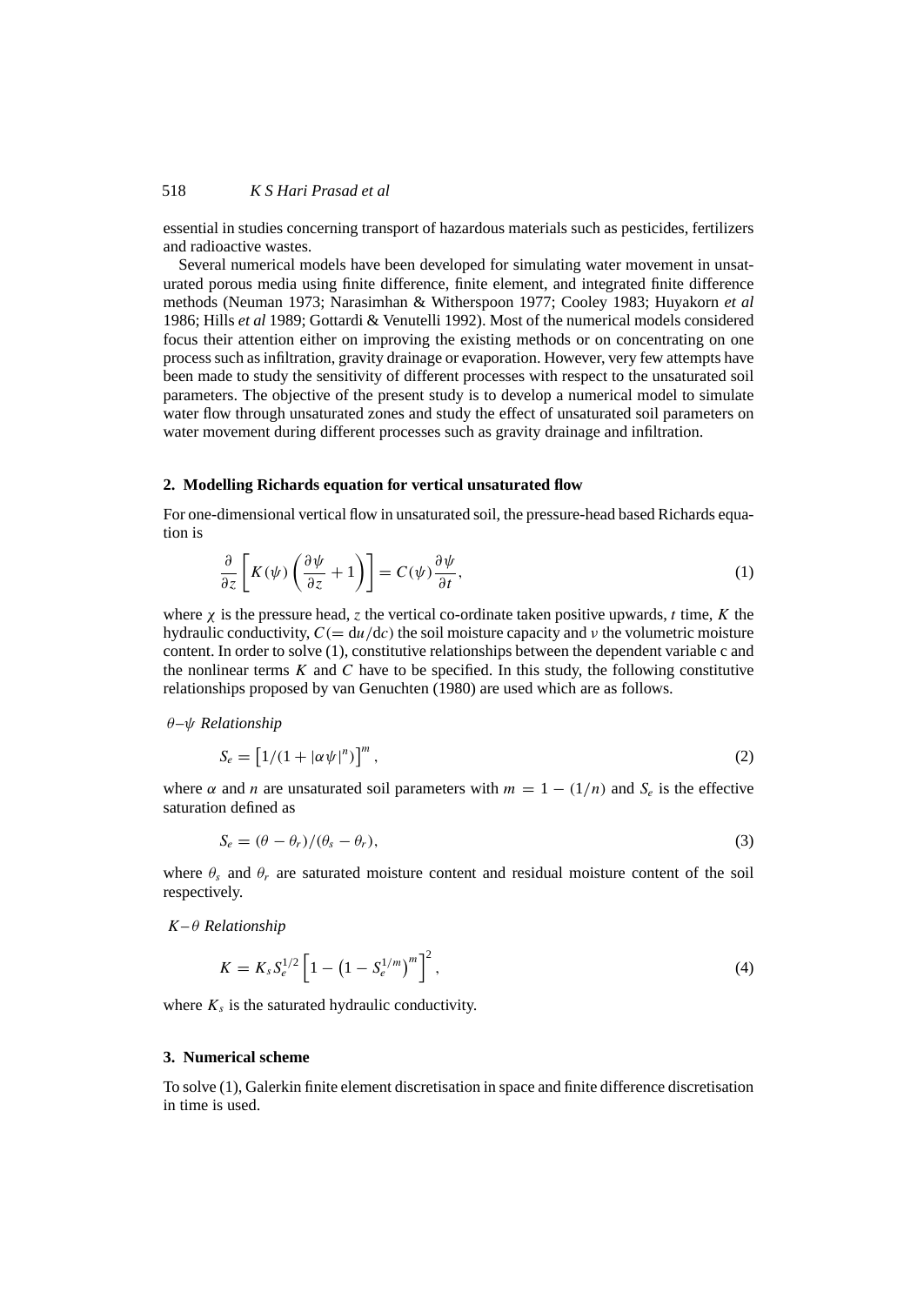essential in studies concerning transport of hazardous materials such as pesticides, fertilizers and radioactive wastes.

Several numerical models have been developed for simulating water movement in unsaturated porous media using finite difference, finite element, and integrated finite difference methods (Neuman 1973; Narasimhan & Witherspoon 1977; Cooley 1983; Huyakorn *et al* 1986; Hills *et al* 1989; Gottardi & Venutelli 1992). Most of the numerical models considered focus their attention either on improving the existing methods or on concentrating on one process such as infiltration, gravity drainage or evaporation. However, very few attempts have been made to study the sensitivity of different processes with respect to the unsaturated soil parameters. The objective of the present study is to develop a numerical model to simulate water flow through unsaturated zones and study the effect of unsaturated soil parameters on water movement during different processes such as gravity drainage and infiltration.

## 2. Modelling Richards equation for vertical unsaturated flow

For one-dimensional vertical flow in unsaturated soil, the pressure-head based Richards equation is

$$\frac{\partial}{\partial z}\left[K(\psi)\left(\frac{\partial \psi}{\partial z}+1\right)\right] = C(\psi)\frac{\partial \psi}{\partial t}, \tag{1}$$

where $\chi$ is the pressure head, $z$ the vertical co-ordinate taken positive upwards, $t$ time, $K$ the hydraulic conductivity, $C(= \mathrm{d}u/\mathrm{d}c)$ the soil moisture capacity and $\nu$ the volumetric moisture content. In order to solve (1), constitutive relationships between the dependent variable c and the nonlinear terms $K$ and $C$ have to be specified. In this study, the following constitutive relationships proposed by van Genuchten (1980) are used which are as follows.

*$\theta$–$\psi$ Relationship*

$$S_e = \left[1/(1+|\alpha\psi|^n)\right]^m, \tag{2}$$

where $\alpha$ and $n$ are unsaturated soil parameters with $m = 1-(1/n)$ and $S_e$ is the effective saturation defined as

$$S_e = (\theta-\theta_r)/(\theta_s-\theta_r), \tag{3}$$

where $\theta_s$ and $\theta_r$ are saturated moisture content and residual moisture content of the soil respectively.

*$K$–$\theta$ Relationship*

$$K = K_s S_e^{1/2}\left[1-\left(1-S_e^{1/m}\right)^m\right]^2, \tag{4}$$

where $K_s$ is the saturated hydraulic conductivity.

## 3. Numerical scheme

To solve (1), Galerkin finite element discretisation in space and finite difference discretisation in time is used.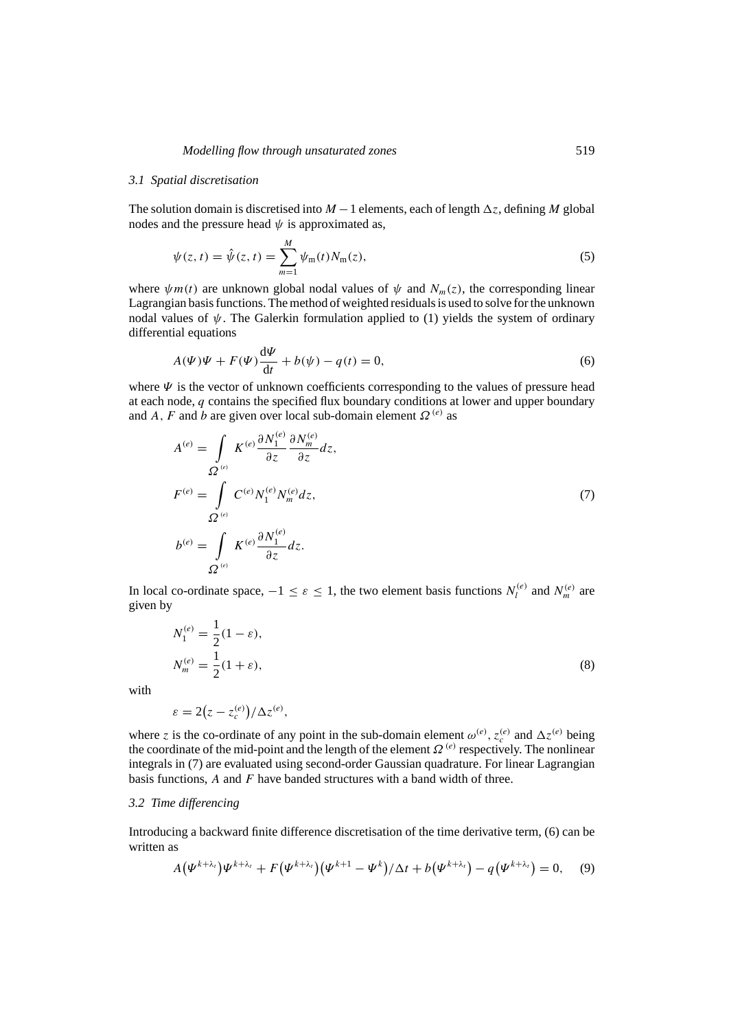### 3.1 *Spatial discretisation*

The solution domain is discretised into $M-1$ elements, each of length $\Delta z$, defining $M$ global nodes and the pressure head $\psi$ is approximated as,

$$\psi(z,t) = \hat{\psi}(z,t) = \sum_{m=1}^{M} \psi_{\mathrm{m}}(t) N_{\mathrm{m}}(z), \tag{5}$$

where $\psi m(t)$ are unknown global nodal values of $\psi$ and $N_m(z)$, the corresponding linear Lagrangian basis functions. The method of weighted residuals is used to solve for the unknown nodal values of $\psi$. The Galerkin formulation applied to (1) yields the system of ordinary differential equations

$$A(\Psi)\Psi + F(\Psi)\frac{\mathrm{d}\Psi}{\mathrm{d}t} + b(\psi) - q(t) = 0, \tag{6}$$

where $\Psi$ is the vector of unknown coefficients corresponding to the values of pressure head at each node, $q$ contains the specified flux boundary conditions at lower and upper boundary and $A$, $F$ and $b$ are given over local sub-domain element $\Omega^{(e)}$ as

$$\begin{aligned}
A^{(e)} &= \int_{\Omega^{(e)}} K^{(e)} \frac{\partial N_1^{(e)}}{\partial z} \frac{\partial N_m^{(e)}}{\partial z} dz, \\
F^{(e)} &= \int_{\Omega^{(e)}} C^{(e)} N_1^{(e)} N_m^{(e)} dz, \\
b^{(e)} &= \int_{\Omega^{(e)}} K^{(e)} \frac{\partial N_1^{(e)}}{\partial z} dz.
\end{aligned} \tag{7}$$

In local co-ordinate space, $-1 \leq \varepsilon \leq 1$, the two element basis functions $N_l^{(e)}$ and $N_m^{(e)}$ are given by

$$\begin{aligned}
N_1^{(e)} &= \frac{1}{2}(1-\varepsilon), \\
N_m^{(e)} &= \frac{1}{2}(1+\varepsilon),
\end{aligned} \tag{8}$$

with

$$\varepsilon = 2\left(z - z_c^{(e)}\right)/\Delta z^{(e)},$$

where $z$ is the co-ordinate of any point in the sub-domain element $\omega^{(e)}$, $z_c^{(e)}$ and $\Delta z^{(e)}$ being the coordinate of the mid-point and the length of the element $\Omega^{(e)}$ respectively. The nonlinear integrals in (7) are evaluated using second-order Gaussian quadrature. For linear Lagrangian basis functions, $A$ and $F$ have banded structures with a band width of three.

### 3.2 *Time differencing*

Introducing a backward finite difference discretisation of the time derivative term, (6) can be written as

$$A\left(\Psi^{k+\lambda_t}\right)\Psi^{k+\lambda_t} + F\left(\Psi^{k+\lambda_t}\right)\left(\Psi^{k+1} - \Psi^{k}\right)/\Delta t + b\left(\Psi^{k+\lambda_t}\right) - q\left(\Psi^{k+\lambda_t}\right) = 0, \tag{9}$$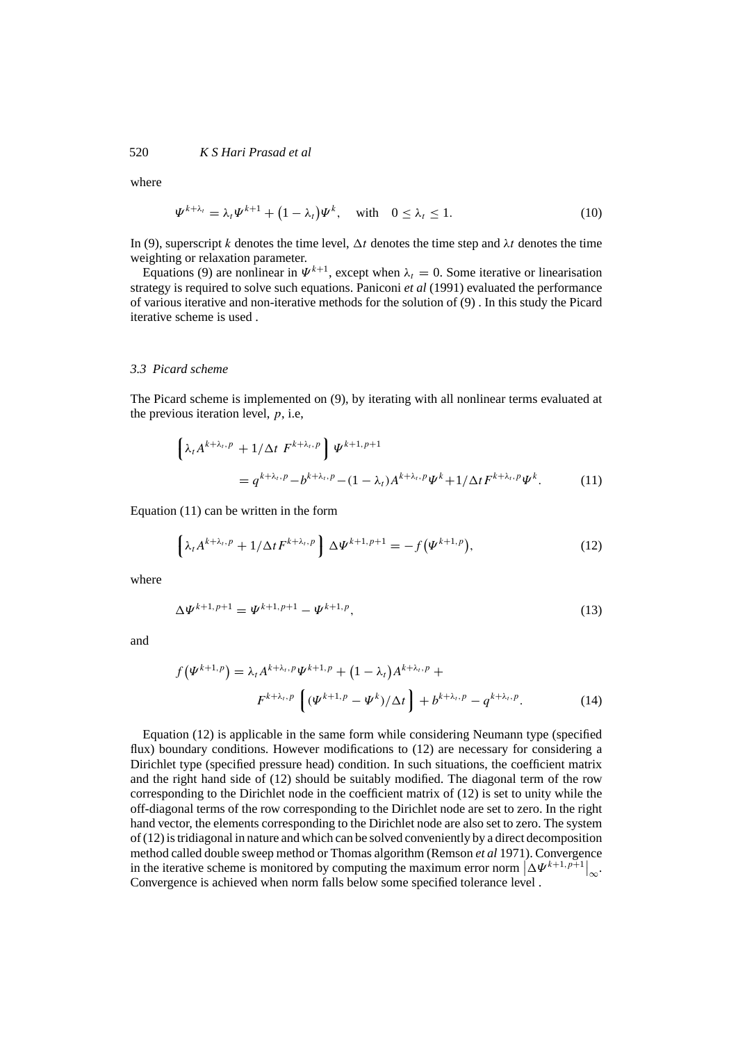where

$$\Psi^{k+\lambda_t} = \lambda_t \Psi^{k+1} + (1 - \lambda_t)\Psi^k, \quad \text{with} \quad 0 \le \lambda_t \le 1. \tag{10}$$

In (9), superscript $k$ denotes the time level, $\Delta t$ denotes the time step and $\lambda t$ denotes the time weighting or relaxation parameter.

Equations (9) are nonlinear in $\Psi^{k+1}$, except when $\lambda_t = 0$. Some iterative or linearisation strategy is required to solve such equations. Paniconi *et al* (1991) evaluated the performance of various iterative and non-iterative methods for the solution of (9) . In this study the Picard iterative scheme is used .

### *3.3 Picard scheme*

The Picard scheme is implemented on (9), by iterating with all nonlinear terms evaluated at the previous iteration level, $p$, i.e,

$$\left[\lambda_t A^{k+\lambda_t,p} + 1/\Delta t\ F^{k+\lambda_t,p}\right] \Psi^{k+1,p+1} = q^{k+\lambda_t,p} - b^{k+\lambda_t,p} - (1-\lambda_t) A^{k+\lambda_t,p}\Psi^k + 1/\Delta t F^{k+\lambda_t,p}\Psi^k. \tag{11}$$

Equation (11) can be written in the form

$$\left[\lambda_t A^{k+\lambda_t,p} + 1/\Delta t F^{k+\lambda_t,p}\right] \Delta\Psi^{k+1,p+1} = -f\left(\Psi^{k+1,p}\right), \tag{12}$$

where

$$\Delta\Psi^{k+1,p+1} = \Psi^{k+1,p+1} - \Psi^{k+1,p}, \tag{13}$$

and

$$f\left(\Psi^{k+1,p}\right) = \lambda_t A^{k+\lambda_t,p}\Psi^{k+1,p} + (1-\lambda_t)A^{k+\lambda_t,p} + F^{k+\lambda_t,p}\left[(\Psi^{k+1,p} - \Psi^k)/\Delta t\right] + b^{k+\lambda_t,p} - q^{k+\lambda_t,p}. \tag{14}$$

Equation (12) is applicable in the same form while considering Neumann type (specified flux) boundary conditions. However modifications to (12) are necessary for considering a Dirichlet type (specified pressure head) condition. In such situations, the coefficient matrix and the right hand side of (12) should be suitably modified. The diagonal term of the row corresponding to the Dirichlet node in the coefficient matrix of (12) is set to unity while the off-diagonal terms of the row corresponding to the Dirichlet node are set to zero. In the right hand vector, the elements corresponding to the Dirichlet node are also set to zero. The system of (12) is tridiagonal in nature and which can be solved conveniently by a direct decomposition method called double sweep method or Thomas algorithm (Remson *et al* 1971). Convergence in the iterative scheme is monitored by computing the maximum error norm $\left|\Delta\Psi^{k+1,p+1}\right|_\infty$. Convergence is achieved when norm falls below some specified tolerance level .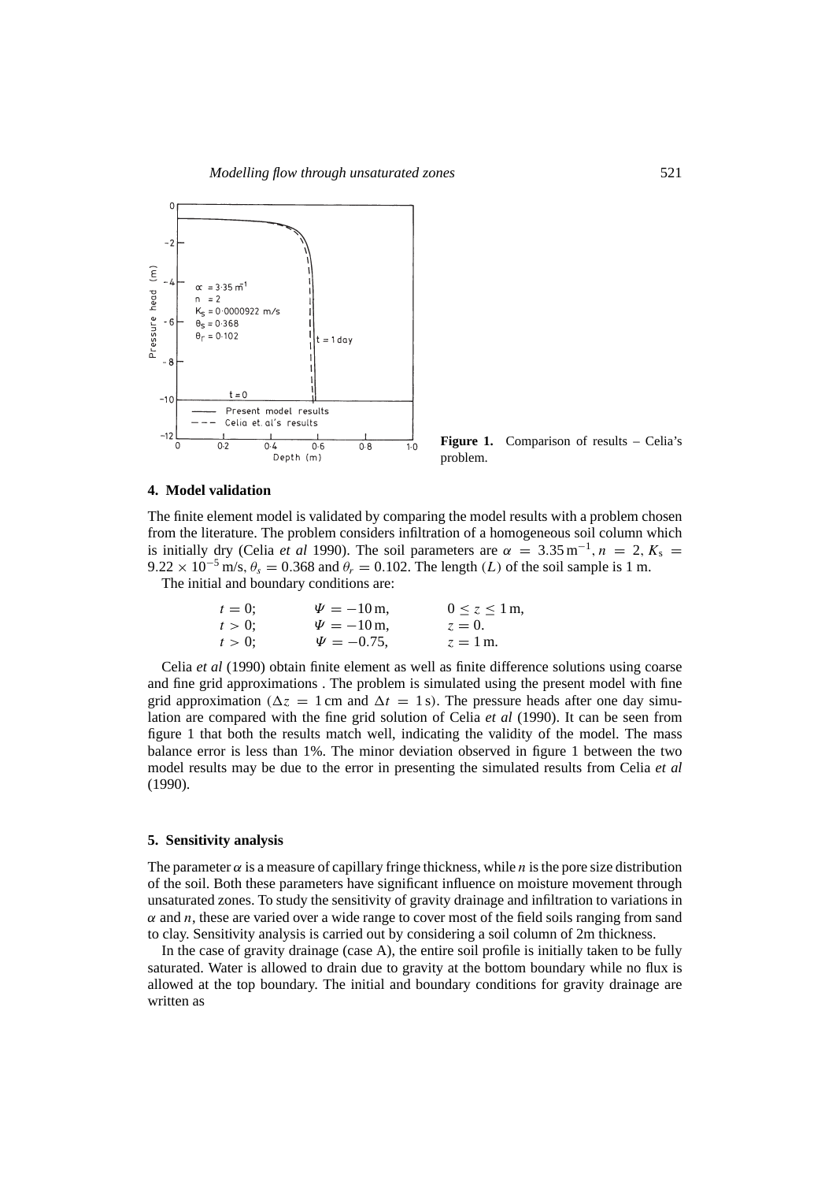**Figure 1.** Comparison of results – Celia's problem.

## 4. Model validation

The finite element model is validated by comparing the model results with a problem chosen from the literature. The problem considers infiltration of a homogeneous soil column which is initially dry (Celia *et al* 1990). The soil parameters are $\alpha = 3.35\,\mathrm{m}^{-1}, n = 2, K_s = 9.22 \times 10^{-5}\,\mathrm{m/s}, \theta_s = 0.368$ and $\theta_r = 0.102$. The length $(L)$ of the soil sample is 1 m.

The initial and boundary conditions are:

$$
\begin{array}{lll}
t = 0; & \Psi = -10\,\mathrm{m}, & 0 \le z \le 1\,\mathrm{m}, \\
t > 0; & \Psi = -10\,\mathrm{m}, & z = 0. \\
t > 0; & \Psi = -0.75, & z = 1\,\mathrm{m}.
\end{array}
$$

Celia *et al* (1990) obtain finite element as well as finite difference solutions using coarse and fine grid approximations . The problem is simulated using the present model with fine grid approximation ($\Delta z = 1\,\mathrm{cm}$ and $\Delta t = 1\,\mathrm{s}$). The pressure heads after one day simulation are compared with the fine grid solution of Celia *et al* (1990). It can be seen from figure 1 that both the results match well, indicating the validity of the model. The mass balance error is less than 1%. The minor deviation observed in figure 1 between the two model results may be due to the error in presenting the simulated results from Celia *et al* (1990).

## 5. Sensitivity analysis

The parameter $\alpha$ is a measure of capillary fringe thickness, while $n$ is the pore size distribution of the soil. Both these parameters have significant influence on moisture movement through unsaturated zones. To study the sensitivity of gravity drainage and infiltration to variations in $\alpha$ and $n$, these are varied over a wide range to cover most of the field soils ranging from sand to clay. Sensitivity analysis is carried out by considering a soil column of 2m thickness.

In the case of gravity drainage (case A), the entire soil profile is initially taken to be fully saturated. Water is allowed to drain due to gravity at the bottom boundary while no flux is allowed at the top boundary. The initial and boundary conditions for gravity drainage are written as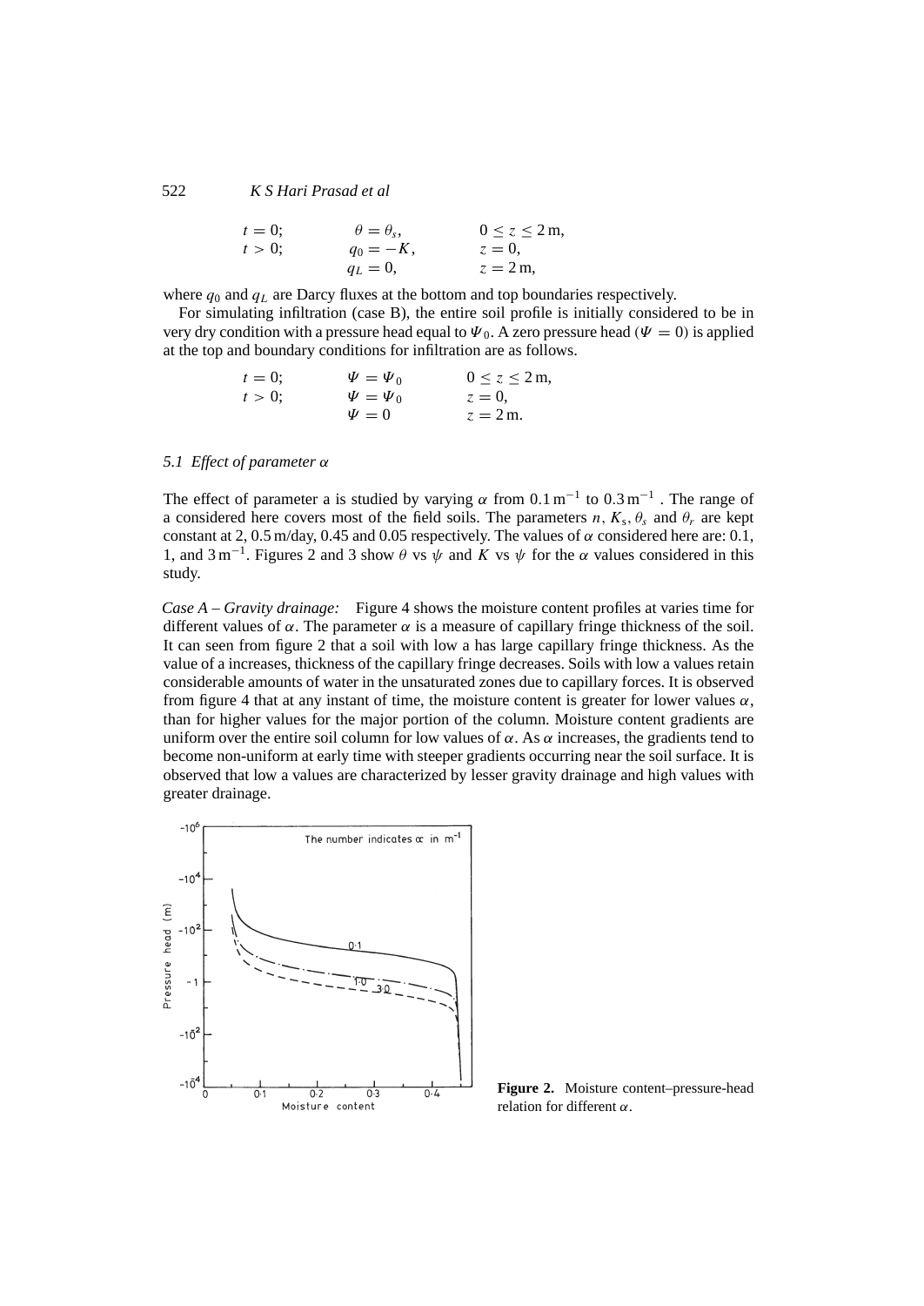$$
\begin{array}{lll}
t = 0; & \theta = \theta_s, & 0 \le z \le 2\,\text{m}, \\
t > 0; & q_0 = -K, & z = 0, \\
 & q_L = 0, & z = 2\,\text{m},
\end{array}
$$

where $q_0$ and $q_L$ are Darcy fluxes at the bottom and top boundaries respectively.

For simulating infiltration (case B), the entire soil profile is initially considered to be in very dry condition with a pressure head equal to $\Psi_0$. A zero pressure head ($\Psi = 0$) is applied at the top and boundary conditions for infiltration are as follows.

$$
\begin{array}{lll}
t = 0; & \Psi = \Psi_0 & 0 \le z \le 2\,\text{m}, \\
t > 0; & \Psi = \Psi_0 & z = 0, \\
 & \Psi = 0 & z = 2\,\text{m}.
\end{array}
$$

### *5.1 Effect of parameter $\alpha$*

The effect of parameter a is studied by varying $\alpha$ from $0.1\,\text{m}^{-1}$ to $0.3\,\text{m}^{-1}$ . The range of a considered here covers most of the field soils. The parameters $n$, $K_s$, $\theta_s$ and $\theta_r$ are kept constant at 2, 0.5 m/day, 0.45 and 0.05 respectively. The values of $\alpha$ considered here are: 0.1, 1, and $3\,\text{m}^{-1}$. Figures 2 and 3 show $\theta$ vs $\psi$ and $K$ vs $\psi$ for the $\alpha$ values considered in this study.

*Case A – Gravity drainage:* Figure 4 shows the moisture content profiles at varies time for different values of $\alpha$. The parameter $\alpha$ is a measure of capillary fringe thickness of the soil. It can seen from figure 2 that a soil with low a has large capillary fringe thickness. As the value of a increases, thickness of the capillary fringe decreases. Soils with low a values retain considerable amounts of water in the unsaturated zones due to capillary forces. It is observed from figure 4 that at any instant of time, the moisture content is greater for lower values $\alpha$, than for higher values for the major portion of the column. Moisture content gradients are uniform over the entire soil column for low values of $\alpha$. As $\alpha$ increases, the gradients tend to become non-uniform at early time with steeper gradients occurring near the soil surface. It is observed that low a values are characterized by lesser gravity drainage and high values with greater drainage.

**Figure 2.** Moisture content–pressure-head relation for different $\alpha$.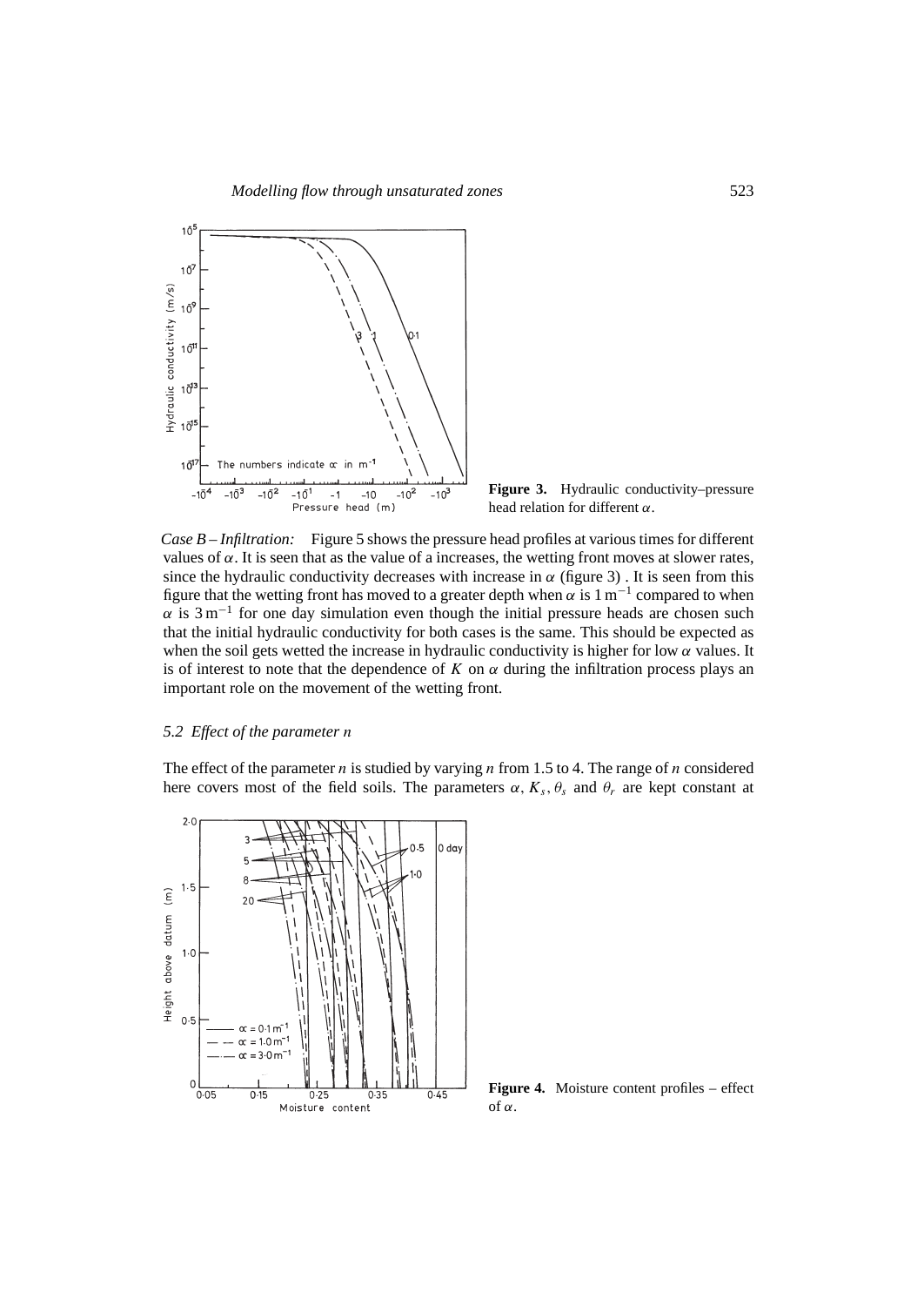Figure 3. Hydraulic conductivity–pressure head relation for different $\alpha$.

*Case B – Infiltration:* Figure 5 shows the pressure head profiles at various times for different values of $\alpha$. It is seen that as the value of a increases, the wetting front moves at slower rates, since the hydraulic conductivity decreases with increase in $\alpha$ (figure 3) . It is seen from this figure that the wetting front has moved to a greater depth when $\alpha$ is $1\,\mathrm{m}^{-1}$ compared to when $\alpha$ is $3\,\mathrm{m}^{-1}$ for one day simulation even though the initial pressure heads are chosen such that the initial hydraulic conductivity for both cases is the same. This should be expected as when the soil gets wetted the increase in hydraulic conductivity is higher for low $\alpha$ values. It is of interest to note that the dependence of $K$ on $\alpha$ during the infiltration process plays an important role on the movement of the wetting front.

### 5.2 *Effect of the parameter n*

The effect of the parameter $n$ is studied by varying $n$ from 1.5 to 4. The range of $n$ considered here covers most of the field soils. The parameters $\alpha$, $K_s$, $\theta_s$ and $\theta_r$ are kept constant at

Figure 4. Moisture content profiles – effect of $\alpha$.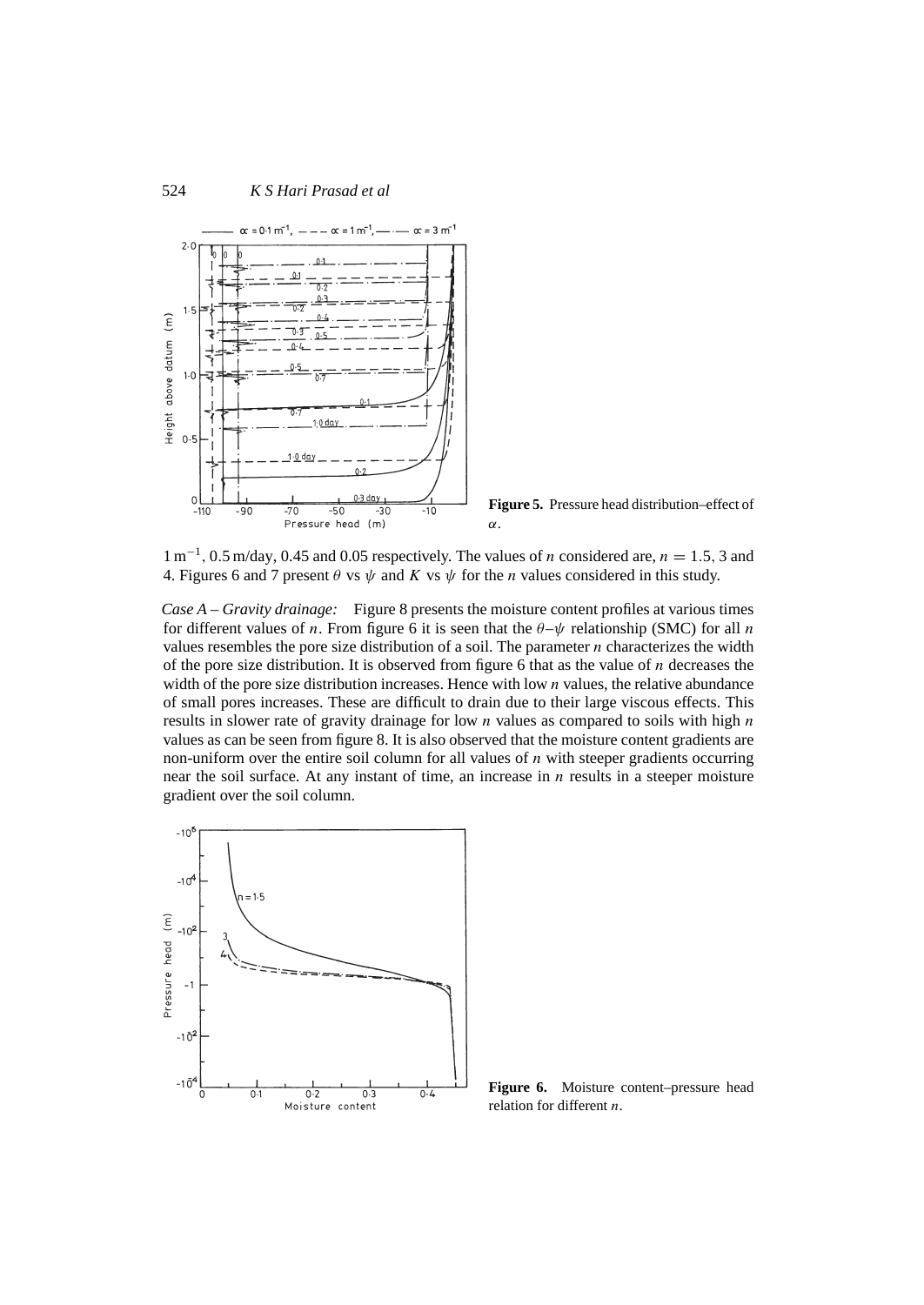**Figure 5.** Pressure head distribution–effect of $\alpha$.

$1\,\mathrm{m}^{-1}$, 0.5 m/day, 0.45 and 0.05 respectively. The values of $n$ considered are, $n = 1.5$, 3 and 4. Figures 6 and 7 present $\theta$ vs $\psi$ and $K$ vs $\psi$ for the $n$ values considered in this study.

*Case A – Gravity drainage:* Figure 8 presents the moisture content profiles at various times for different values of $n$. From figure 6 it is seen that the $\theta$–$\psi$ relationship (SMC) for all $n$ values resembles the pore size distribution of a soil. The parameter $n$ characterizes the width of the pore size distribution. It is observed from figure 6 that as the value of $n$ decreases the width of the pore size distribution increases. Hence with low $n$ values, the relative abundance of small pores increases. These are difficult to drain due to their large viscous effects. This results in slower rate of gravity drainage for low $n$ values as compared to soils with high $n$ values as can be seen from figure 8. It is also observed that the moisture content gradients are non-uniform over the entire soil column for all values of $n$ with steeper gradients occurring near the soil surface. At any instant of time, an increase in $n$ results in a steeper moisture gradient over the soil column.

**Figure 6.** Moisture content–pressure head relation for different $n$.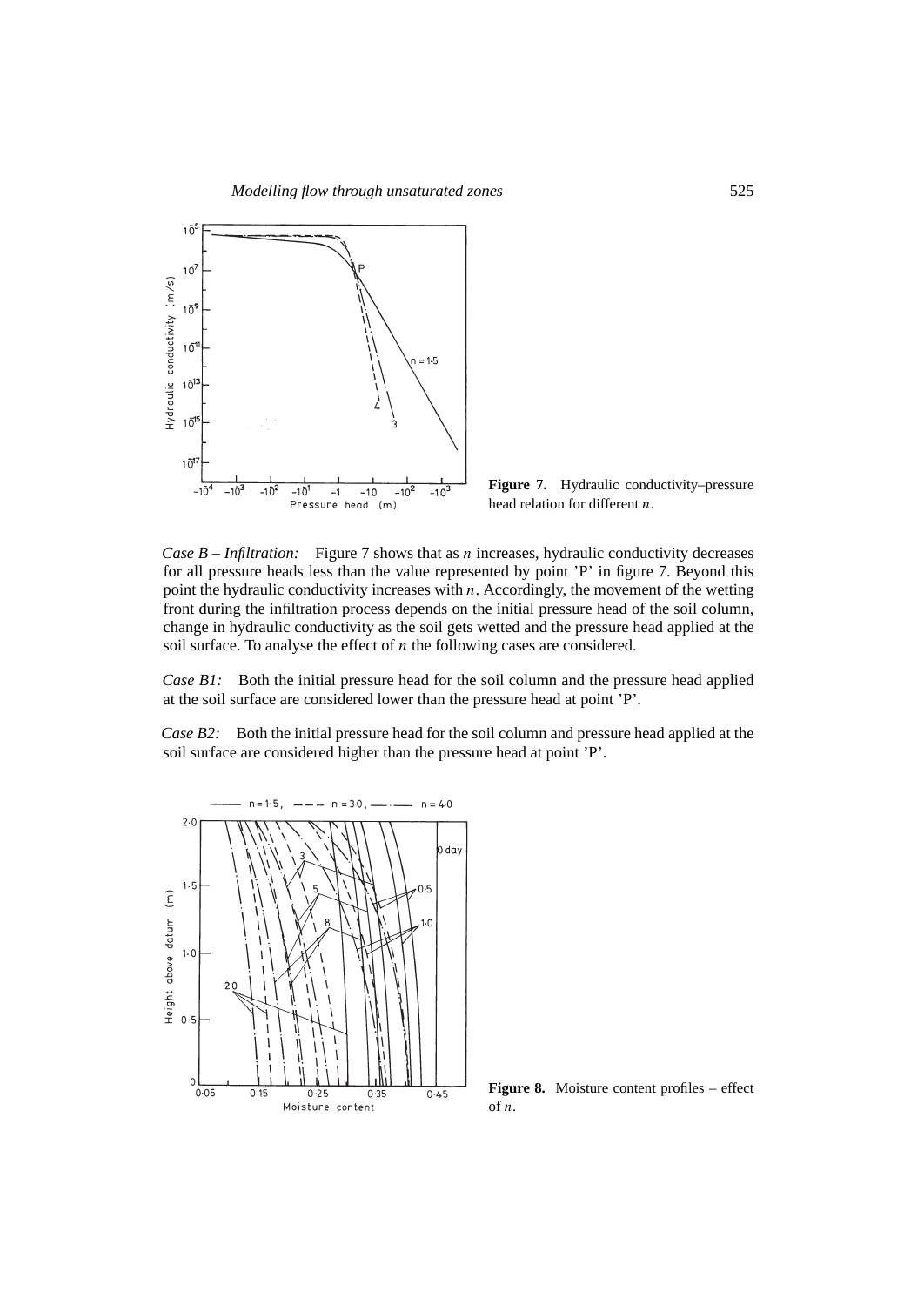**Figure 7.** Hydraulic conductivity–pressure head relation for different $n$.

*Case B – Infiltration:* Figure 7 shows that as $n$ increases, hydraulic conductivity decreases for all pressure heads less than the value represented by point 'P' in figure 7. Beyond this point the hydraulic conductivity increases with $n$. Accordingly, the movement of the wetting front during the infiltration process depends on the initial pressure head of the soil column, change in hydraulic conductivity as the soil gets wetted and the pressure head applied at the soil surface. To analyse the effect of $n$ the following cases are considered.

*Case B1:* Both the initial pressure head for the soil column and the pressure head applied at the soil surface are considered lower than the pressure head at point 'P'.

*Case B2:* Both the initial pressure head for the soil column and pressure head applied at the soil surface are considered higher than the pressure head at point 'P'.

**Figure 8.** Moisture content profiles – effect of $n$.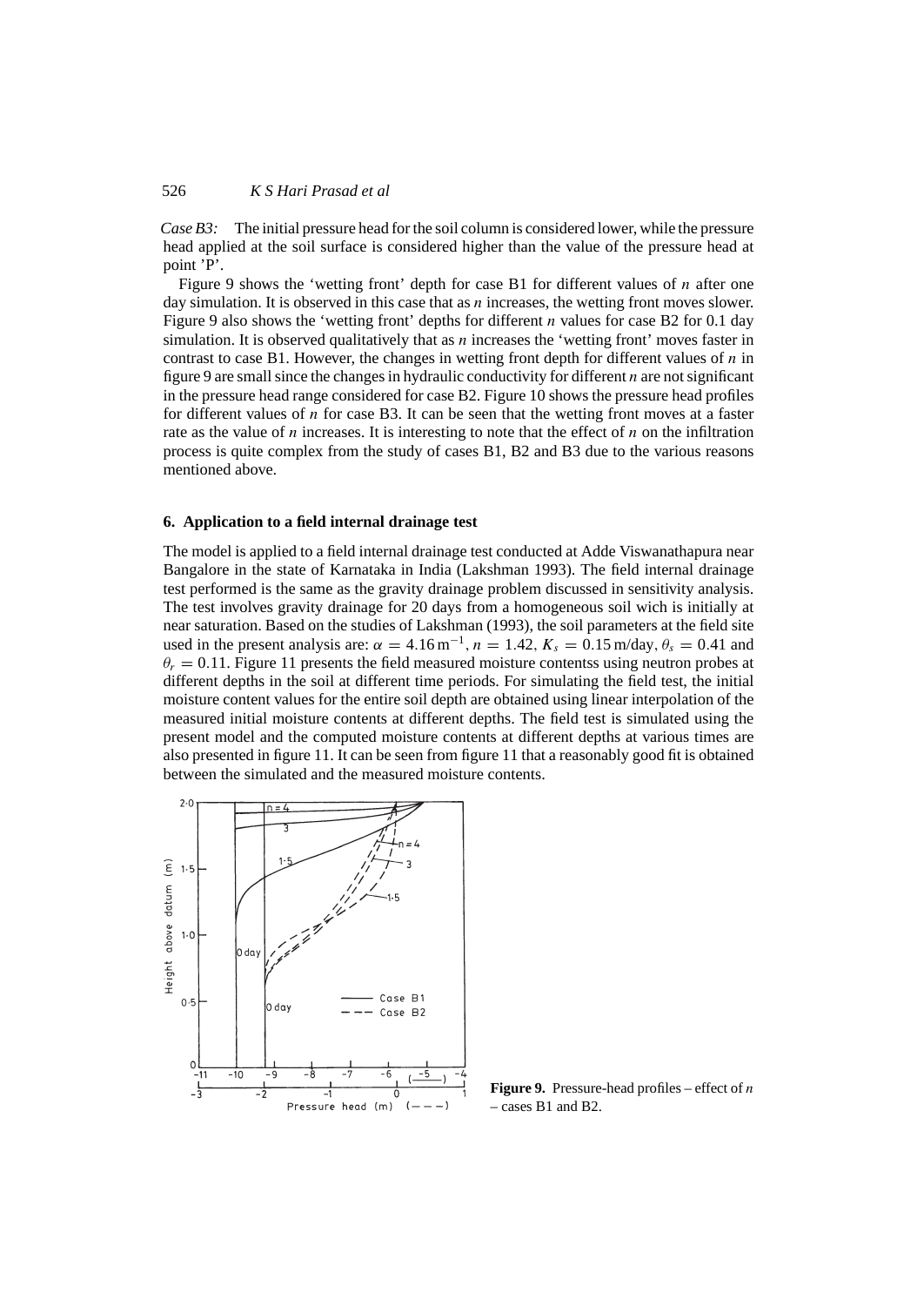*Case B3:* The initial pressure head for the soil column is considered lower, while the pressure head applied at the soil surface is considered higher than the value of the pressure head at point 'P'.

Figure 9 shows the 'wetting front' depth for case B1 for different values of $n$ after one day simulation. It is observed in this case that as $n$ increases, the wetting front moves slower. Figure 9 also shows the 'wetting front' depths for different $n$ values for case B2 for 0.1 day simulation. It is observed qualitatively that as $n$ increases the 'wetting front' moves faster in contrast to case B1. However, the changes in wetting front depth for different values of $n$ in figure 9 are small since the changes in hydraulic conductivity for different $n$ are not significant in the pressure head range considered for case B2. Figure 10 shows the pressure head profiles for different values of $n$ for case B3. It can be seen that the wetting front moves at a faster rate as the value of $n$ increases. It is interesting to note that the effect of $n$ on the infiltration process is quite complex from the study of cases B1, B2 and B3 due to the various reasons mentioned above.

## 6. Application to a field internal drainage test

The model is applied to a field internal drainage test conducted at Adde Viswanathapura near Bangalore in the state of Karnataka in India (Lakshman 1993). The field internal drainage test performed is the same as the gravity drainage problem discussed in sensitivity analysis. The test involves gravity drainage for 20 days from a homogeneous soil wich is initially at near saturation. Based on the studies of Lakshman (1993), the soil parameters at the field site used in the present analysis are: $\alpha = 4.16\,\text{m}^{-1}$, $n = 1.42$, $K_s = 0.15\,\text{m/day}$, $\theta_s = 0.41$ and $\theta_r = 0.11$. Figure 11 presents the field measured moisture contentss using neutron probes at different depths in the soil at different time periods. For simulating the field test, the initial moisture content values for the entire soil depth are obtained using linear interpolation of the measured initial moisture contents at different depths. The field test is simulated using the present model and the computed moisture contents at different depths at various times are also presented in figure 11. It can be seen from figure 11 that a reasonably good fit is obtained between the simulated and the measured moisture contents.

**Figure 9.** Pressure-head profiles – effect of $n$ – cases B1 and B2.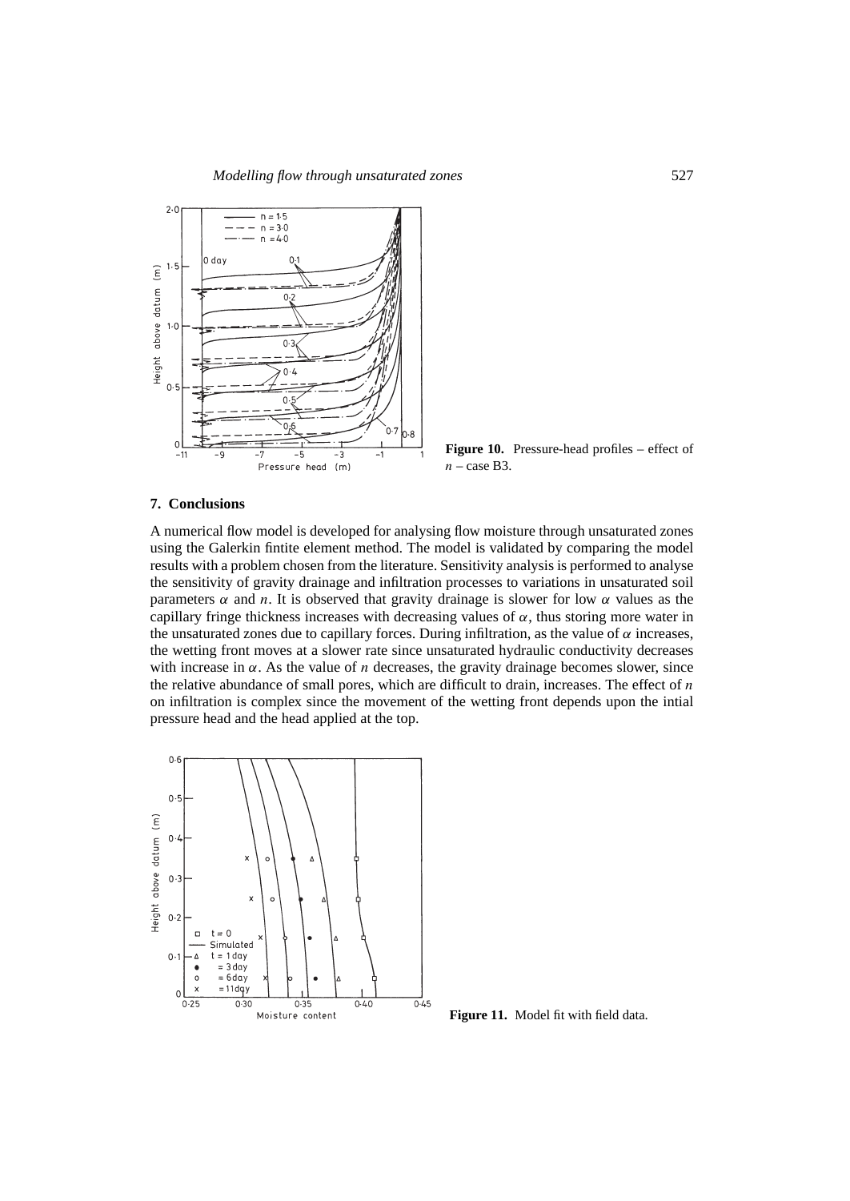**Figure 10.** Pressure-head profiles – effect of $n$ – case B3.

## 7. Conclusions

A numerical flow model is developed for analysing flow moisture through unsaturated zones using the Galerkin fintite element method. The model is validated by comparing the model results with a problem chosen from the literature. Sensitivity analysis is performed to analyse the sensitivity of gravity drainage and infiltration processes to variations in unsaturated soil parameters $\alpha$ and $n$. It is observed that gravity drainage is slower for low $\alpha$ values as the capillary fringe thickness increases with decreasing values of $\alpha$, thus storing more water in the unsaturated zones due to capillary forces. During infiltration, as the value of $\alpha$ increases, the wetting front moves at a slower rate since unsaturated hydraulic conductivity decreases with increase in $\alpha$. As the value of $n$ decreases, the gravity drainage becomes slower, since the relative abundance of small pores, which are difficult to drain, increases. The effect of $n$ on infiltration is complex since the movement of the wetting front depends upon the intial pressure head and the head applied at the top.

**Figure 11.** Model fit with field data.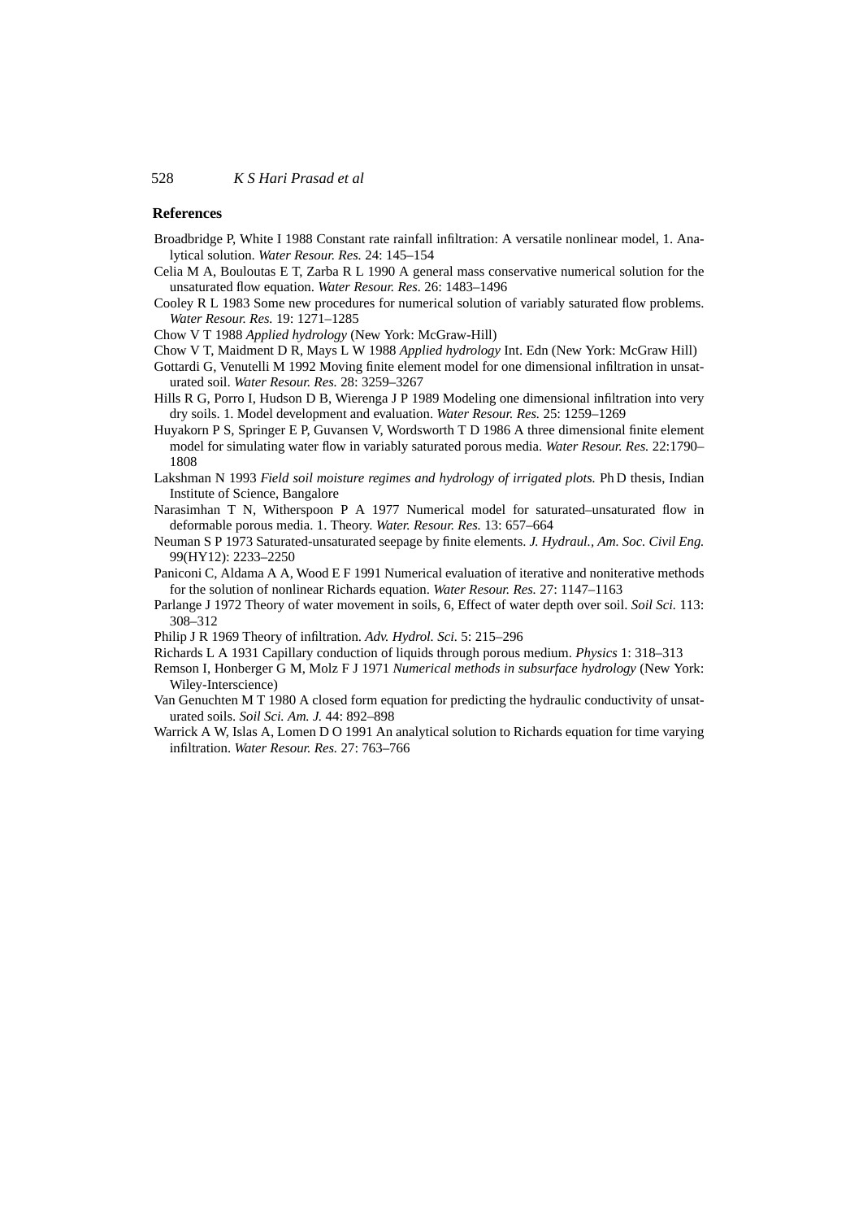## References

Broadbridge P, White I 1988 Constant rate rainfall infiltration: A versatile nonlinear model, 1. Analytical solution. *Water Resour. Res.* 24: 145–154

Celia M A, Bouloutas E T, Zarba R L 1990 A general mass conservative numerical solution for the unsaturated flow equation. *Water Resour. Res.* 26: 1483–1496

Cooley R L 1983 Some new procedures for numerical solution of variably saturated flow problems. *Water Resour. Res.* 19: 1271–1285

Chow V T 1988 *Applied hydrology* (New York: McGraw-Hill)

Chow V T, Maidment D R, Mays L W 1988 *Applied hydrology* Int. Edn (New York: McGraw Hill)

Gottardi G, Venutelli M 1992 Moving finite element model for one dimensional infiltration in unsaturated soil. *Water Resour. Res.* 28: 3259–3267

Hills R G, Porro I, Hudson D B, Wierenga J P 1989 Modeling one dimensional infiltration into very dry soils. 1. Model development and evaluation. *Water Resour. Res.* 25: 1259–1269

Huyakorn P S, Springer E P, Guvansen V, Wordsworth T D 1986 A three dimensional finite element model for simulating water flow in variably saturated porous media. *Water Resour. Res.* 22:1790–1808

Lakshman N 1993 *Field soil moisture regimes and hydrology of irrigated plots.* Ph D thesis, Indian Institute of Science, Bangalore

Narasimhan T N, Witherspoon P A 1977 Numerical model for saturated–unsaturated flow in deformable porous media. 1. Theory. *Water. Resour. Res.* 13: 657–664

Neuman S P 1973 Saturated-unsaturated seepage by finite elements. *J. Hydraul., Am. Soc. Civil Eng.* 99(HY12): 2233–2250

Paniconi C, Aldama A A, Wood E F 1991 Numerical evaluation of iterative and noniterative methods for the solution of nonlinear Richards equation. *Water Resour. Res.* 27: 1147–1163

Parlange J 1972 Theory of water movement in soils, 6, Effect of water depth over soil. *Soil Sci.* 113: 308–312

Philip J R 1969 Theory of infiltration. *Adv. Hydrol. Sci.* 5: 215–296

Richards L A 1931 Capillary conduction of liquids through porous medium. *Physics* 1: 318–313

Remson I, Honberger G M, Molz F J 1971 *Numerical methods in subsurface hydrology* (New York: Wiley-Interscience)

Van Genuchten M T 1980 A closed form equation for predicting the hydraulic conductivity of unsaturated soils. *Soil Sci. Am. J.* 44: 892–898

Warrick A W, Islas A, Lomen D O 1991 An analytical solution to Richards equation for time varying infiltration. *Water Resour. Res.* 27: 763–766